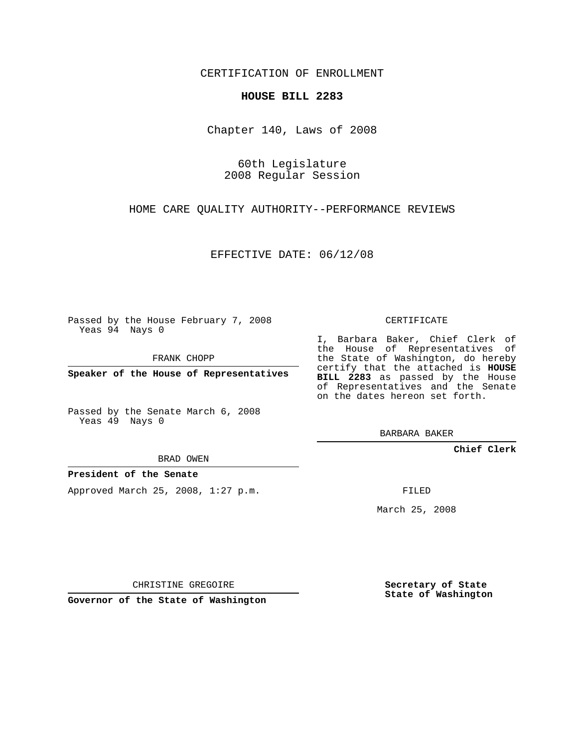CERTIFICATION OF ENROLLMENT

**HOUSE BILL 2283**

Chapter 140, Laws of 2008

60th Legislature
2008 Regular Session

HOME CARE QUALITY AUTHORITY--PERFORMANCE REVIEWS

EFFECTIVE DATE: 06/12/08

Passed by the House February 7, 2008
Yeas 94 Nays 0

FRANK CHOPP

**Speaker of the House of Representatives**

Passed by the Senate March 6, 2008
Yeas 49 Nays 0

BRAD OWEN

**President of the Senate**

Approved March 25, 2008, 1:27 p.m.

CHRISTINE GREGOIRE

**Governor of the State of Washington**

CERTIFICATE

I, Barbara Baker, Chief Clerk of the House of Representatives of the State of Washington, do hereby certify that the attached is **HOUSE BILL 2283** as passed by the House of Representatives and the Senate on the dates hereon set forth.

BARBARA BAKER

**Chief Clerk**

FILED

March 25, 2008

**Secretary of State**
**State of Washington**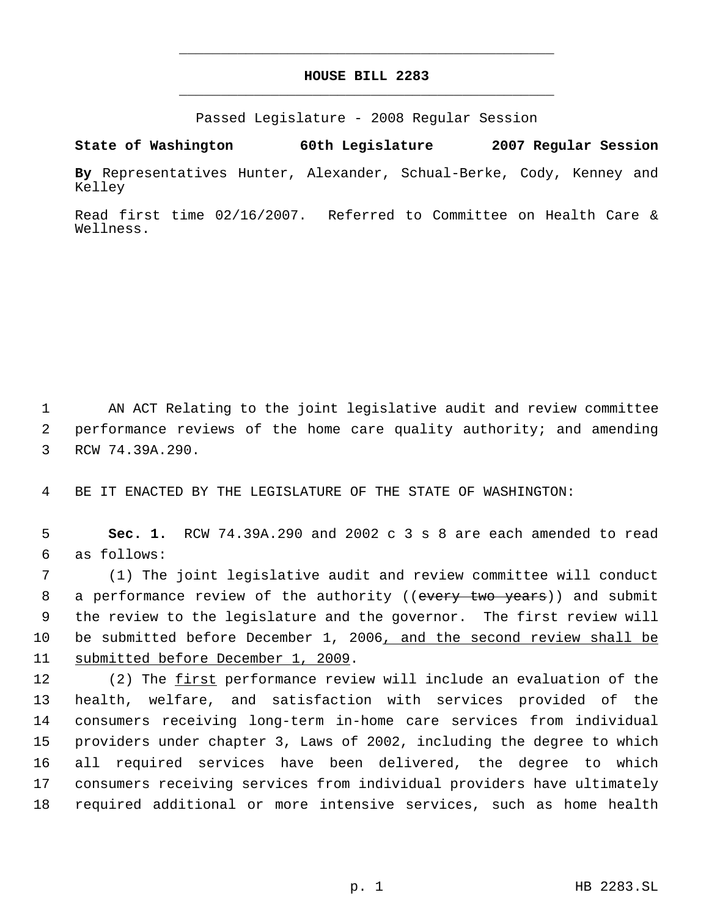# HOUSE BILL 2283

Passed Legislature - 2008 Regular Session

**State of Washington 60th Legislature 2007 Regular Session**

**By** Representatives Hunter, Alexander, Schual-Berke, Cody, Kenney and Kelley

Read first time 02/16/2007. Referred to Committee on Health Care & Wellness.

AN ACT Relating to the joint legislative audit and review committee performance reviews of the home care quality authority; and amending RCW 74.39A.290.

BE IT ENACTED BY THE LEGISLATURE OF THE STATE OF WASHINGTON:

**Sec. 1.** RCW 74.39A.290 and 2002 c 3 s 8 are each amended to read as follows:

(1) The joint legislative audit and review committee will conduct a performance review of the authority ((~~every two years~~)) and submit the review to the legislature and the governor. The first review will be submitted before December 1, 2006<u>, and the second review shall be submitted before December 1, 2009</u>.

(2) The <u>first</u> performance review will include an evaluation of the health, welfare, and satisfaction with services provided of the consumers receiving long-term in-home care services from individual providers under chapter 3, Laws of 2002, including the degree to which all required services have been delivered, the degree to which consumers receiving services from individual providers have ultimately required additional or more intensive services, such as home health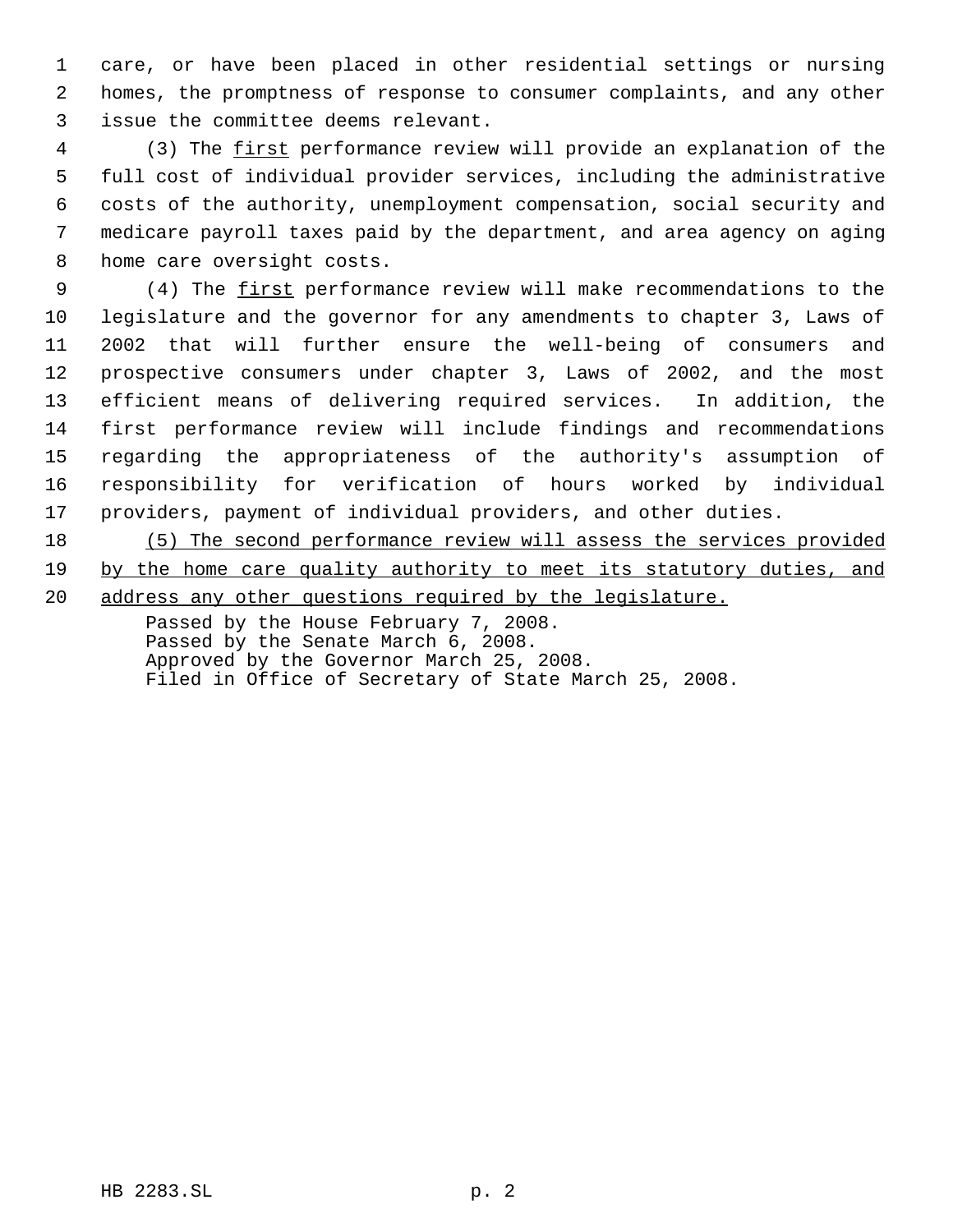care, or have been placed in other residential settings or nursing homes, the promptness of response to consumer complaints, and any other issue the committee deems relevant.

(3) The first performance review will provide an explanation of the full cost of individual provider services, including the administrative costs of the authority, unemployment compensation, social security and medicare payroll taxes paid by the department, and area agency on aging home care oversight costs.

(4) The first performance review will make recommendations to the legislature and the governor for any amendments to chapter 3, Laws of 2002 that will further ensure the well-being of consumers and prospective consumers under chapter 3, Laws of 2002, and the most efficient means of delivering required services. In addition, the first performance review will include findings and recommendations regarding the appropriateness of the authority's assumption of responsibility for verification of hours worked by individual providers, payment of individual providers, and other duties.

(5) The second performance review will assess the services provided by the home care quality authority to meet its statutory duties, and address any other questions required by the legislature.

Passed by the House February 7, 2008.
Passed by the Senate March 6, 2008.
Approved by the Governor March 25, 2008.
Filed in Office of Secretary of State March 25, 2008.